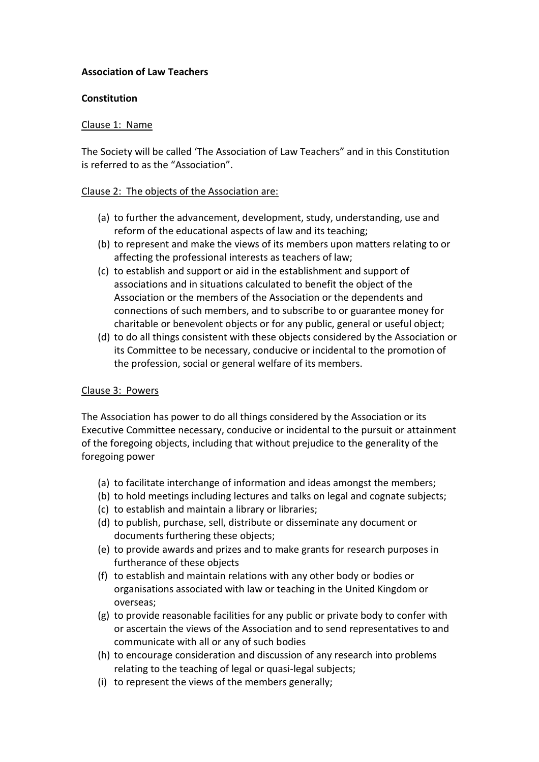**Association of Law Teachers**

**Constitution**

Clause 1: Name

The Society will be called 'The Association of Law Teachers" and in this Constitution is referred to as the "Association".

Clause 2: The objects of the Association are:

(a) to further the advancement, development, study, understanding, use and reform of the educational aspects of law and its teaching;
(b) to represent and make the views of its members upon matters relating to or affecting the professional interests as teachers of law;
(c) to establish and support or aid in the establishment and support of associations and in situations calculated to benefit the object of the Association or the members of the Association or the dependents and connections of such members, and to subscribe to or guarantee money for charitable or benevolent objects or for any public, general or useful object;
(d) to do all things consistent with these objects considered by the Association or its Committee to be necessary, conducive or incidental to the promotion of the profession, social or general welfare of its members.

Clause 3: Powers

The Association has power to do all things considered by the Association or its Executive Committee necessary, conducive or incidental to the pursuit or attainment of the foregoing objects, including that without prejudice to the generality of the foregoing power

(a) to facilitate interchange of information and ideas amongst the members;
(b) to hold meetings including lectures and talks on legal and cognate subjects;
(c) to establish and maintain a library or libraries;
(d) to publish, purchase, sell, distribute or disseminate any document or documents furthering these objects;
(e) to provide awards and prizes and to make grants for research purposes in furtherance of these objects
(f) to establish and maintain relations with any other body or bodies or organisations associated with law or teaching in the United Kingdom or overseas;
(g) to provide reasonable facilities for any public or private body to confer with or ascertain the views of the Association and to send representatives to and communicate with all or any of such bodies
(h) to encourage consideration and discussion of any research into problems relating to the teaching of legal or quasi-legal subjects;
(i) to represent the views of the members generally;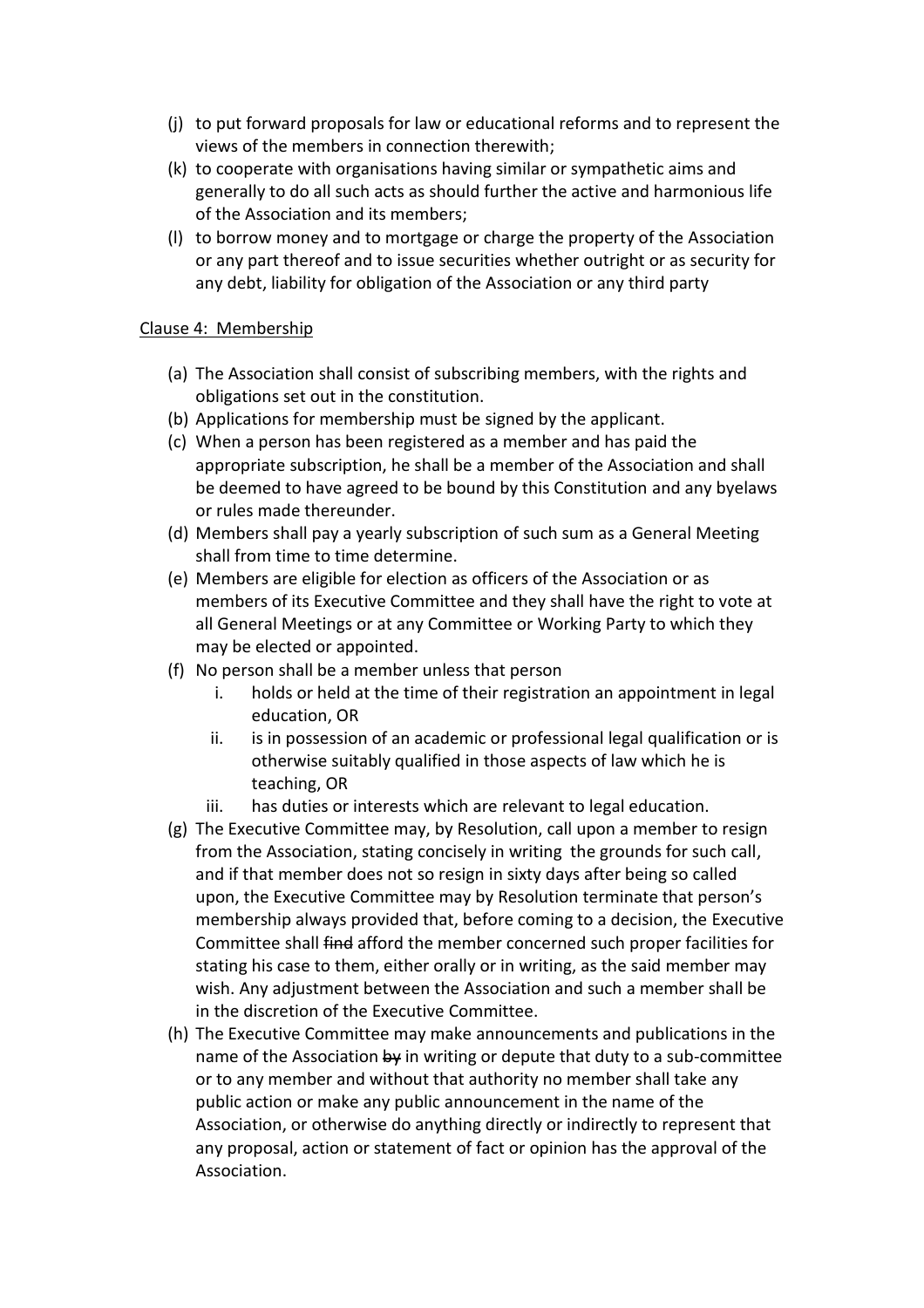(j) to put forward proposals for law or educational reforms and to represent the views of the members in connection therewith;

(k) to cooperate with organisations having similar or sympathetic aims and generally to do all such acts as should further the active and harmonious life of the Association and its members;

(l) to borrow money and to mortgage or charge the property of the Association or any part thereof and to issue securities whether outright or as security for any debt, liability for obligation of the Association or any third party

Clause 4: Membership

(a) The Association shall consist of subscribing members, with the rights and obligations set out in the constitution.

(b) Applications for membership must be signed by the applicant.

(c) When a person has been registered as a member and has paid the appropriate subscription, he shall be a member of the Association and shall be deemed to have agreed to be bound by this Constitution and any byelaws or rules made thereunder.

(d) Members shall pay a yearly subscription of such sum as a General Meeting shall from time to time determine.

(e) Members are eligible for election as officers of the Association or as members of its Executive Committee and they shall have the right to vote at all General Meetings or at any Committee or Working Party to which they may be elected or appointed.

(f) No person shall be a member unless that person
   i. holds or held at the time of their registration an appointment in legal education, OR
   ii. is in possession of an academic or professional legal qualification or is otherwise suitably qualified in those aspects of law which he is teaching, OR
   iii. has duties or interests which are relevant to legal education.

(g) The Executive Committee may, by Resolution, call upon a member to resign from the Association, stating concisely in writing the grounds for such call, and if that member does not so resign in sixty days after being so called upon, the Executive Committee may by Resolution terminate that person's membership always provided that, before coming to a decision, the Executive Committee shall ~~find~~ afford the member concerned such proper facilities for stating his case to them, either orally or in writing, as the said member may wish. Any adjustment between the Association and such a member shall be in the discretion of the Executive Committee.

(h) The Executive Committee may make announcements and publications in the name of the Association ~~by~~ in writing or depute that duty to a sub-committee or to any member and without that authority no member shall take any public action or make any public announcement in the name of the Association, or otherwise do anything directly or indirectly to represent that any proposal, action or statement of fact or opinion has the approval of the Association.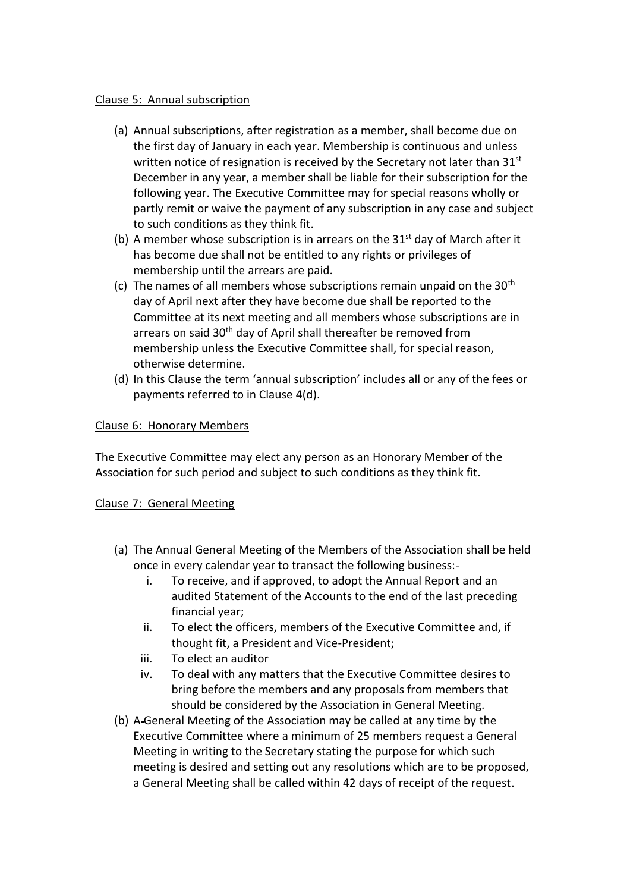Clause 5: Annual subscription

(a) Annual subscriptions, after registration as a member, shall become due on the first day of January in each year. Membership is continuous and unless written notice of resignation is received by the Secretary not later than 31st December in any year, a member shall be liable for their subscription for the following year. The Executive Committee may for special reasons wholly or partly remit or waive the payment of any subscription in any case and subject to such conditions as they think fit.

(b) A member whose subscription is in arrears on the 31st day of March after it has become due shall not be entitled to any rights or privileges of membership until the arrears are paid.

(c) The names of all members whose subscriptions remain unpaid on the 30th day of April ~~next~~ after they have become due shall be reported to the Committee at its next meeting and all members whose subscriptions are in arrears on said 30th day of April shall thereafter be removed from membership unless the Executive Committee shall, for special reason, otherwise determine.

(d) In this Clause the term 'annual subscription' includes all or any of the fees or payments referred to in Clause 4(d).

Clause 6: Honorary Members

The Executive Committee may elect any person as an Honorary Member of the Association for such period and subject to such conditions as they think fit.

Clause 7: General Meeting

(a) The Annual General Meeting of the Members of the Association shall be held once in every calendar year to transact the following business:-
   i. To receive, and if approved, to adopt the Annual Report and an audited Statement of the Accounts to the end of the last preceding financial year;
   ii. To elect the officers, members of the Executive Committee and, if thought fit, a President and Vice-President;
   iii. To elect an auditor
   iv. To deal with any matters that the Executive Committee desires to bring before the members and any proposals from members that should be considered by the Association in General Meeting.

(b) A General Meeting of the Association may be called at any time by the Executive Committee where a minimum of 25 members request a General Meeting in writing to the Secretary stating the purpose for which such meeting is desired and setting out any resolutions which are to be proposed, a General Meeting shall be called within 42 days of receipt of the request.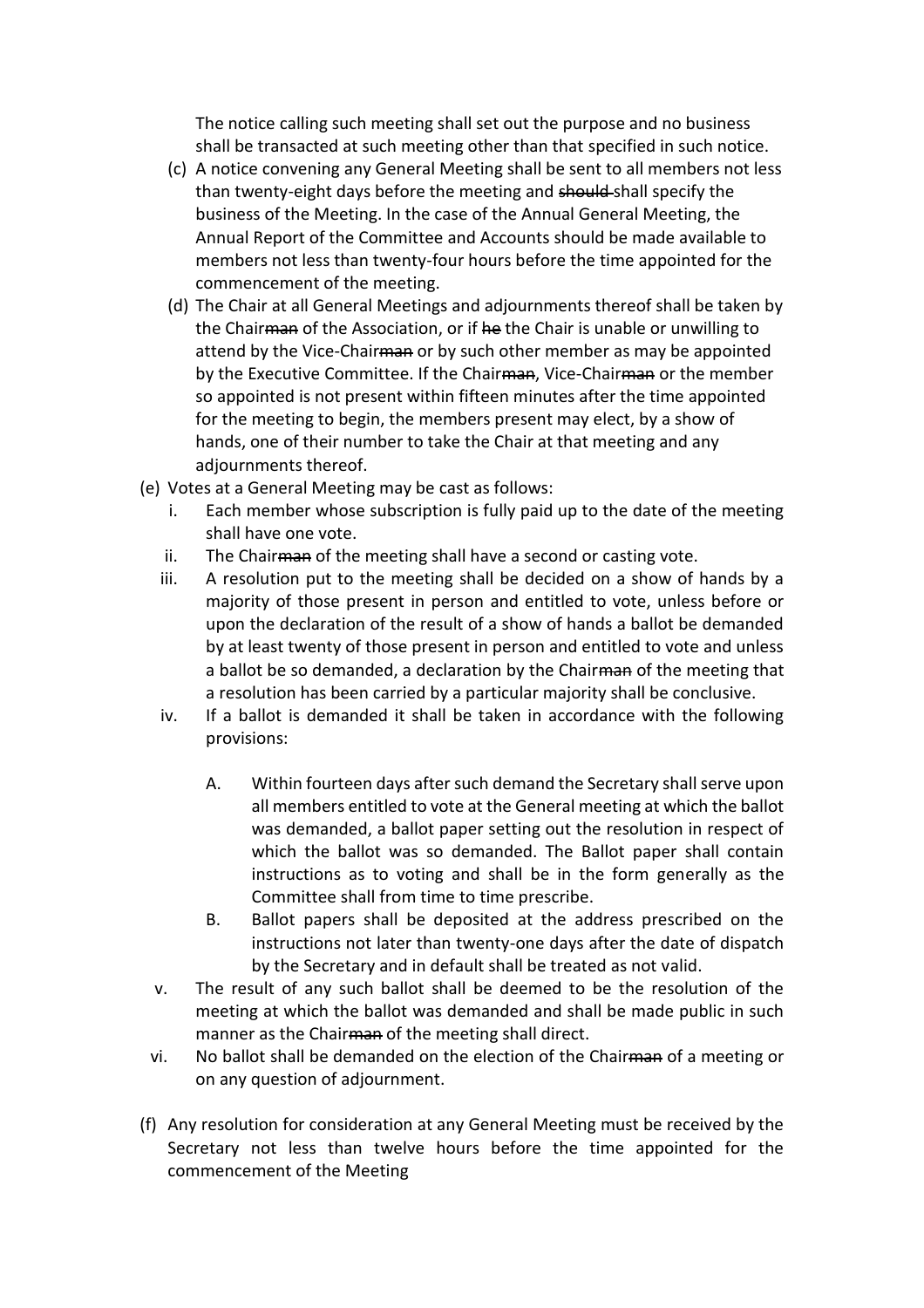The notice calling such meeting shall set out the purpose and no business shall be transacted at such meeting other than that specified in such notice.

(c) A notice convening any General Meeting shall be sent to all members not less than twenty-eight days before the meeting and ~~should~~ shall specify the business of the Meeting. In the case of the Annual General Meeting, the Annual Report of the Committee and Accounts should be made available to members not less than twenty-four hours before the time appointed for the commencement of the meeting.

(d) The Chair at all General Meetings and adjournments thereof shall be taken by the Chair~~man~~ of the Association, or if ~~he~~ the Chair is unable or unwilling to attend by the Vice-Chair~~man~~ or by such other member as may be appointed by the Executive Committee. If the Chair~~man~~, Vice-Chair~~man~~ or the member so appointed is not present within fifteen minutes after the time appointed for the meeting to begin, the members present may elect, by a show of hands, one of their number to take the Chair at that meeting and any adjournments thereof.

(e) Votes at a General Meeting may be cast as follows:

   i. Each member whose subscription is fully paid up to the date of the meeting shall have one vote.

   ii. The Chair~~man~~ of the meeting shall have a second or casting vote.

   iii. A resolution put to the meeting shall be decided on a show of hands by a majority of those present in person and entitled to vote, unless before or upon the declaration of the result of a show of hands a ballot be demanded by at least twenty of those present in person and entitled to vote and unless a ballot be so demanded, a declaration by the Chair~~man~~ of the meeting that a resolution has been carried by a particular majority shall be conclusive.

   iv. If a ballot is demanded it shall be taken in accordance with the following provisions:

      A. Within fourteen days after such demand the Secretary shall serve upon all members entitled to vote at the General meeting at which the ballot was demanded, a ballot paper setting out the resolution in respect of which the ballot was so demanded. The Ballot paper shall contain instructions as to voting and shall be in the form generally as the Committee shall from time to time prescribe.

      B. Ballot papers shall be deposited at the address prescribed on the instructions not later than twenty-one days after the date of dispatch by the Secretary and in default shall be treated as not valid.

   v. The result of any such ballot shall be deemed to be the resolution of the meeting at which the ballot was demanded and shall be made public in such manner as the Chair~~man~~ of the meeting shall direct.

   vi. No ballot shall be demanded on the election of the Chair~~man~~ of a meeting or on any question of adjournment.

(f) Any resolution for consideration at any General Meeting must be received by the Secretary not less than twelve hours before the time appointed for the commencement of the Meeting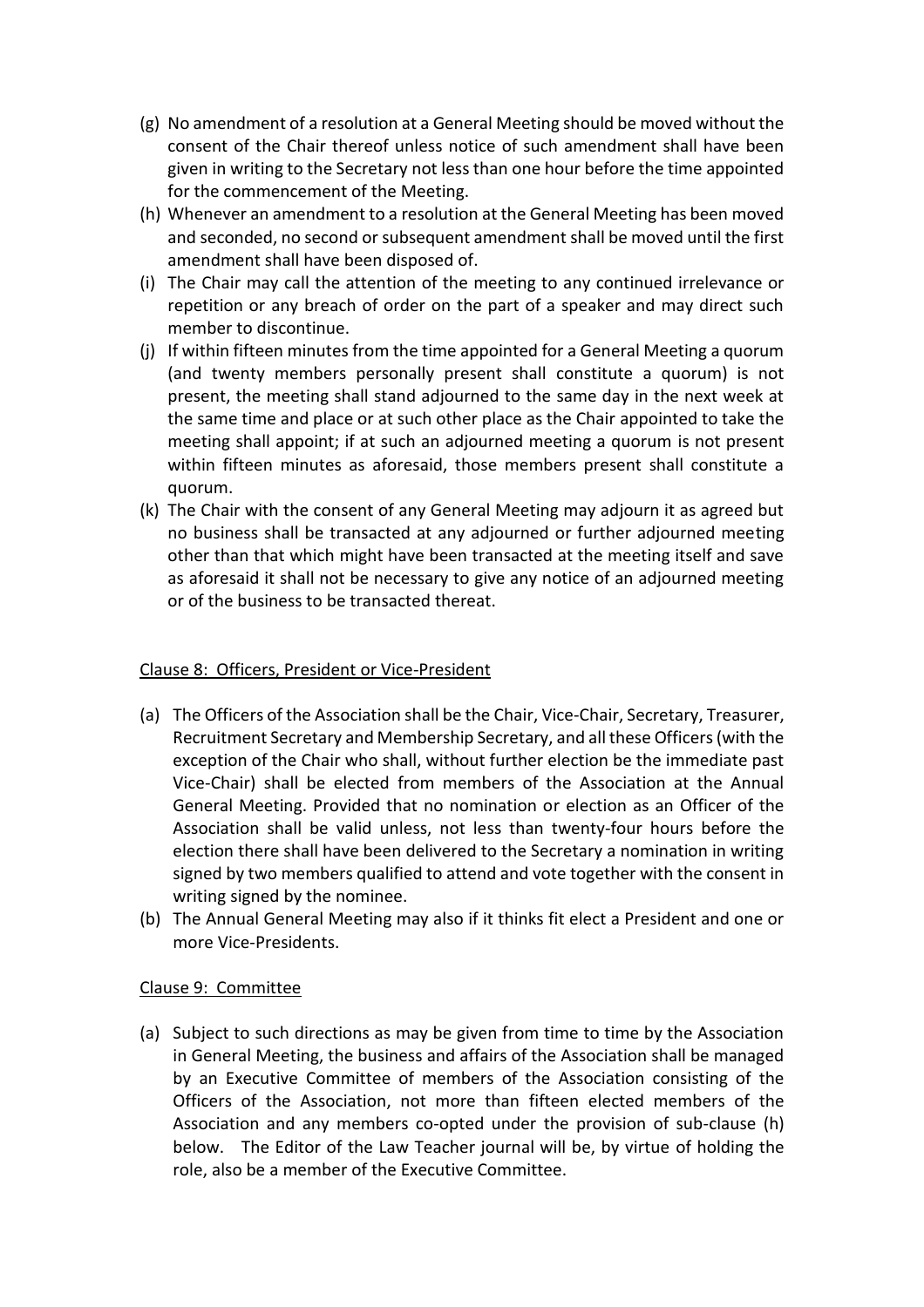(g) No amendment of a resolution at a General Meeting should be moved without the consent of the Chair thereof unless notice of such amendment shall have been given in writing to the Secretary not less than one hour before the time appointed for the commencement of the Meeting.

(h) Whenever an amendment to a resolution at the General Meeting has been moved and seconded, no second or subsequent amendment shall be moved until the first amendment shall have been disposed of.

(i) The Chair may call the attention of the meeting to any continued irrelevance or repetition or any breach of order on the part of a speaker and may direct such member to discontinue.

(j) If within fifteen minutes from the time appointed for a General Meeting a quorum (and twenty members personally present shall constitute a quorum) is not present, the meeting shall stand adjourned to the same day in the next week at the same time and place or at such other place as the Chair appointed to take the meeting shall appoint; if at such an adjourned meeting a quorum is not present within fifteen minutes as aforesaid, those members present shall constitute a quorum.

(k) The Chair with the consent of any General Meeting may adjourn it as agreed but no business shall be transacted at any adjourned or further adjourned meeting other than that which might have been transacted at the meeting itself and save as aforesaid it shall not be necessary to give any notice of an adjourned meeting or of the business to be transacted thereat.

## Clause 8: Officers, President or Vice-President

(a) The Officers of the Association shall be the Chair, Vice-Chair, Secretary, Treasurer, Recruitment Secretary and Membership Secretary, and all these Officers (with the exception of the Chair who shall, without further election be the immediate past Vice-Chair) shall be elected from members of the Association at the Annual General Meeting. Provided that no nomination or election as an Officer of the Association shall be valid unless, not less than twenty-four hours before the election there shall have been delivered to the Secretary a nomination in writing signed by two members qualified to attend and vote together with the consent in writing signed by the nominee.

(b) The Annual General Meeting may also if it thinks fit elect a President and one or more Vice-Presidents.

## Clause 9: Committee

(a) Subject to such directions as may be given from time to time by the Association in General Meeting, the business and affairs of the Association shall be managed by an Executive Committee of members of the Association consisting of the Officers of the Association, not more than fifteen elected members of the Association and any members co-opted under the provision of sub-clause (h) below. The Editor of the Law Teacher journal will be, by virtue of holding the role, also be a member of the Executive Committee.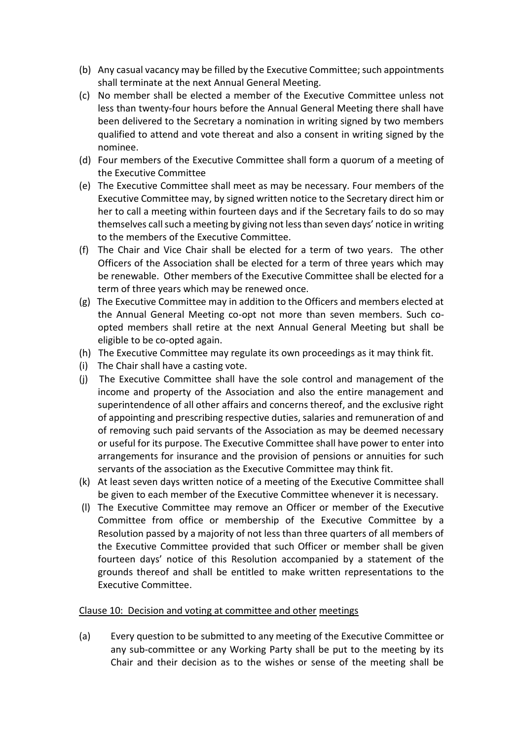(b) Any casual vacancy may be filled by the Executive Committee; such appointments shall terminate at the next Annual General Meeting.

(c) No member shall be elected a member of the Executive Committee unless not less than twenty-four hours before the Annual General Meeting there shall have been delivered to the Secretary a nomination in writing signed by two members qualified to attend and vote thereat and also a consent in writing signed by the nominee.

(d) Four members of the Executive Committee shall form a quorum of a meeting of the Executive Committee

(e) The Executive Committee shall meet as may be necessary. Four members of the Executive Committee may, by signed written notice to the Secretary direct him or her to call a meeting within fourteen days and if the Secretary fails to do so may themselves call such a meeting by giving not less than seven days' notice in writing to the members of the Executive Committee.

(f) The Chair and Vice Chair shall be elected for a term of two years. The other Officers of the Association shall be elected for a term of three years which may be renewable. Other members of the Executive Committee shall be elected for a term of three years which may be renewed once.

(g) The Executive Committee may in addition to the Officers and members elected at the Annual General Meeting co-opt not more than seven members. Such co-opted members shall retire at the next Annual General Meeting but shall be eligible to be co-opted again.

(h) The Executive Committee may regulate its own proceedings as it may think fit.

(i) The Chair shall have a casting vote.

(j) The Executive Committee shall have the sole control and management of the income and property of the Association and also the entire management and superintendence of all other affairs and concerns thereof, and the exclusive right of appointing and prescribing respective duties, salaries and remuneration of and of removing such paid servants of the Association as may be deemed necessary or useful for its purpose. The Executive Committee shall have power to enter into arrangements for insurance and the provision of pensions or annuities for such servants of the association as the Executive Committee may think fit.

(k) At least seven days written notice of a meeting of the Executive Committee shall be given to each member of the Executive Committee whenever it is necessary.

(l) The Executive Committee may remove an Officer or member of the Executive Committee from office or membership of the Executive Committee by a Resolution passed by a majority of not less than three quarters of all members of the Executive Committee provided that such Officer or member shall be given fourteen days' notice of this Resolution accompanied by a statement of the grounds thereof and shall be entitled to make written representations to the Executive Committee.

Clause 10: Decision and voting at committee and other meetings

(a) Every question to be submitted to any meeting of the Executive Committee or any sub-committee or any Working Party shall be put to the meeting by its Chair and their decision as to the wishes or sense of the meeting shall be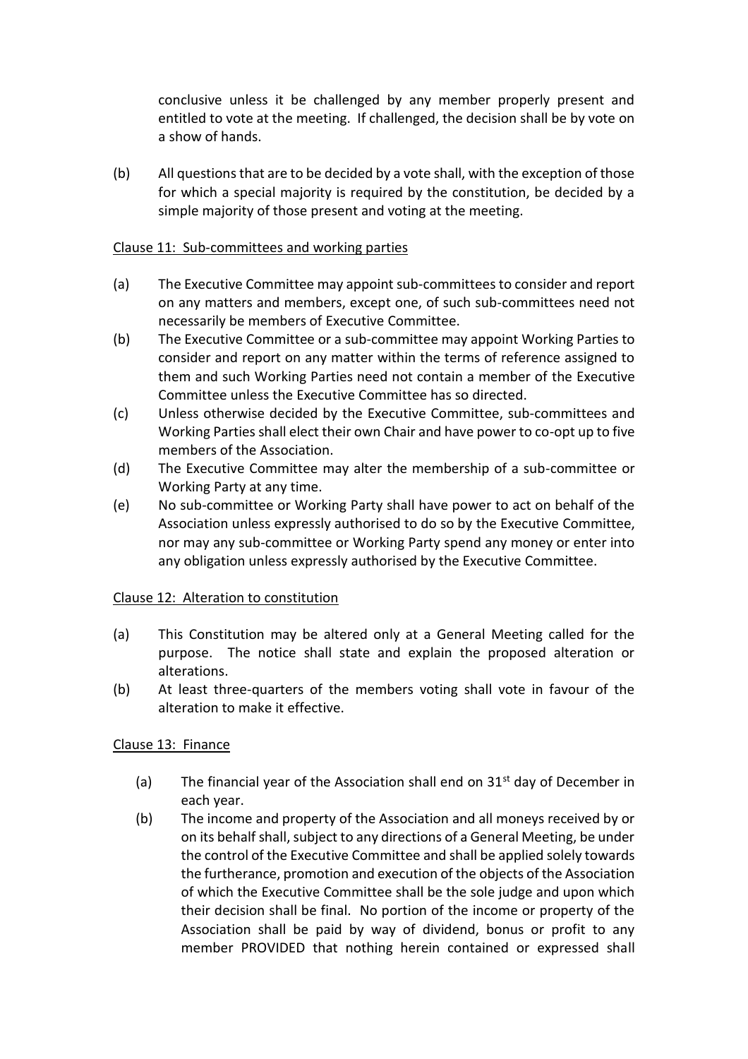conclusive unless it be challenged by any member properly present and entitled to vote at the meeting. If challenged, the decision shall be by vote on a show of hands.

(b) All questions that are to be decided by a vote shall, with the exception of those for which a special majority is required by the constitution, be decided by a simple majority of those present and voting at the meeting.

Clause 11: Sub-committees and working parties

(a) The Executive Committee may appoint sub-committees to consider and report on any matters and members, except one, of such sub-committees need not necessarily be members of Executive Committee.
(b) The Executive Committee or a sub-committee may appoint Working Parties to consider and report on any matter within the terms of reference assigned to them and such Working Parties need not contain a member of the Executive Committee unless the Executive Committee has so directed.
(c) Unless otherwise decided by the Executive Committee, sub-committees and Working Parties shall elect their own Chair and have power to co-opt up to five members of the Association.
(d) The Executive Committee may alter the membership of a sub-committee or Working Party at any time.
(e) No sub-committee or Working Party shall have power to act on behalf of the Association unless expressly authorised to do so by the Executive Committee, nor may any sub-committee or Working Party spend any money or enter into any obligation unless expressly authorised by the Executive Committee.

Clause 12: Alteration to constitution

(a) This Constitution may be altered only at a General Meeting called for the purpose. The notice shall state and explain the proposed alteration or alterations.
(b) At least three-quarters of the members voting shall vote in favour of the alteration to make it effective.

Clause 13: Finance

(a) The financial year of the Association shall end on 31st day of December in each year.
(b) The income and property of the Association and all moneys received by or on its behalf shall, subject to any directions of a General Meeting, be under the control of the Executive Committee and shall be applied solely towards the furtherance, promotion and execution of the objects of the Association of which the Executive Committee shall be the sole judge and upon which their decision shall be final. No portion of the income or property of the Association shall be paid by way of dividend, bonus or profit to any member PROVIDED that nothing herein contained or expressed shall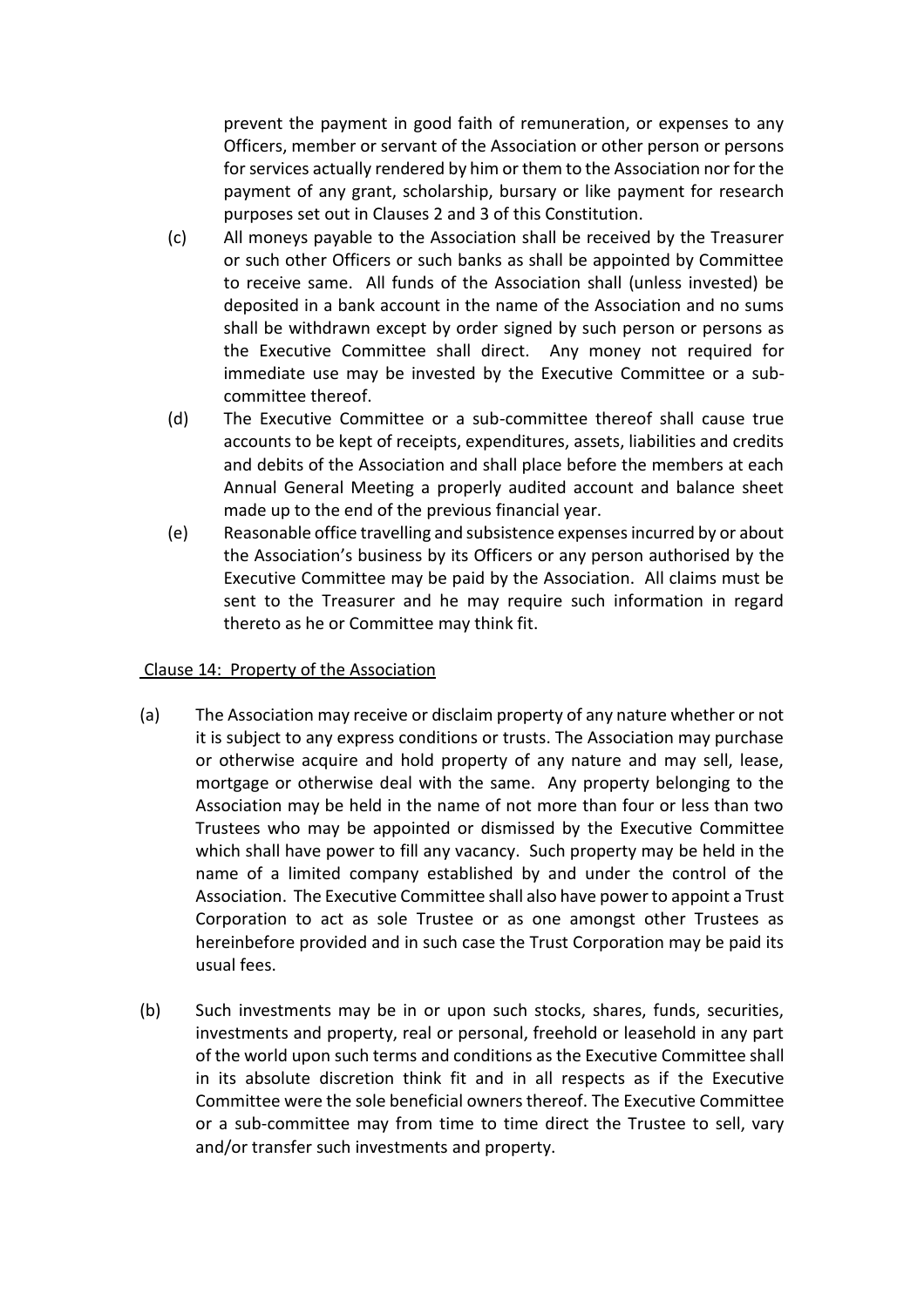prevent the payment in good faith of remuneration, or expenses to any Officers, member or servant of the Association or other person or persons for services actually rendered by him or them to the Association nor for the payment of any grant, scholarship, bursary or like payment for research purposes set out in Clauses 2 and 3 of this Constitution.

(c) All moneys payable to the Association shall be received by the Treasurer or such other Officers or such banks as shall be appointed by Committee to receive same. All funds of the Association shall (unless invested) be deposited in a bank account in the name of the Association and no sums shall be withdrawn except by order signed by such person or persons as the Executive Committee shall direct. Any money not required for immediate use may be invested by the Executive Committee or a sub-committee thereof.

(d) The Executive Committee or a sub-committee thereof shall cause true accounts to be kept of receipts, expenditures, assets, liabilities and credits and debits of the Association and shall place before the members at each Annual General Meeting a properly audited account and balance sheet made up to the end of the previous financial year.

(e) Reasonable office travelling and subsistence expenses incurred by or about the Association's business by its Officers or any person authorised by the Executive Committee may be paid by the Association. All claims must be sent to the Treasurer and he may require such information in regard thereto as he or Committee may think fit.

Clause 14: Property of the Association

(a) The Association may receive or disclaim property of any nature whether or not it is subject to any express conditions or trusts. The Association may purchase or otherwise acquire and hold property of any nature and may sell, lease, mortgage or otherwise deal with the same. Any property belonging to the Association may be held in the name of not more than four or less than two Trustees who may be appointed or dismissed by the Executive Committee which shall have power to fill any vacancy. Such property may be held in the name of a limited company established by and under the control of the Association. The Executive Committee shall also have power to appoint a Trust Corporation to act as sole Trustee or as one amongst other Trustees as hereinbefore provided and in such case the Trust Corporation may be paid its usual fees.

(b) Such investments may be in or upon such stocks, shares, funds, securities, investments and property, real or personal, freehold or leasehold in any part of the world upon such terms and conditions as the Executive Committee shall in its absolute discretion think fit and in all respects as if the Executive Committee were the sole beneficial owners thereof. The Executive Committee or a sub-committee may from time to time direct the Trustee to sell, vary and/or transfer such investments and property.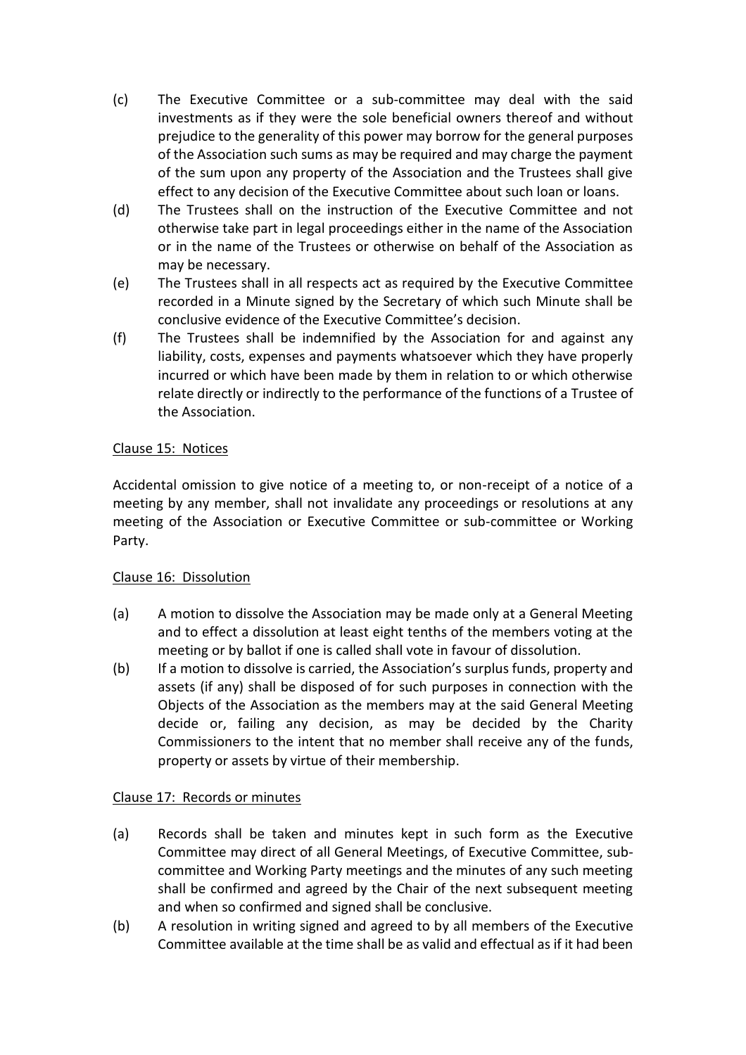(c) The Executive Committee or a sub-committee may deal with the said investments as if they were the sole beneficial owners thereof and without prejudice to the generality of this power may borrow for the general purposes of the Association such sums as may be required and may charge the payment of the sum upon any property of the Association and the Trustees shall give effect to any decision of the Executive Committee about such loan or loans.

(d) The Trustees shall on the instruction of the Executive Committee and not otherwise take part in legal proceedings either in the name of the Association or in the name of the Trustees or otherwise on behalf of the Association as may be necessary.

(e) The Trustees shall in all respects act as required by the Executive Committee recorded in a Minute signed by the Secretary of which such Minute shall be conclusive evidence of the Executive Committee's decision.

(f) The Trustees shall be indemnified by the Association for and against any liability, costs, expenses and payments whatsoever which they have properly incurred or which have been made by them in relation to or which otherwise relate directly or indirectly to the performance of the functions of a Trustee of the Association.

## Clause 15: Notices

Accidental omission to give notice of a meeting to, or non-receipt of a notice of a meeting by any member, shall not invalidate any proceedings or resolutions at any meeting of the Association or Executive Committee or sub-committee or Working Party.

## Clause 16: Dissolution

(a) A motion to dissolve the Association may be made only at a General Meeting and to effect a dissolution at least eight tenths of the members voting at the meeting or by ballot if one is called shall vote in favour of dissolution.

(b) If a motion to dissolve is carried, the Association's surplus funds, property and assets (if any) shall be disposed of for such purposes in connection with the Objects of the Association as the members may at the said General Meeting decide or, failing any decision, as may be decided by the Charity Commissioners to the intent that no member shall receive any of the funds, property or assets by virtue of their membership.

## Clause 17: Records or minutes

(a) Records shall be taken and minutes kept in such form as the Executive Committee may direct of all General Meetings, of Executive Committee, sub-committee and Working Party meetings and the minutes of any such meeting shall be confirmed and agreed by the Chair of the next subsequent meeting and when so confirmed and signed shall be conclusive.

(b) A resolution in writing signed and agreed to by all members of the Executive Committee available at the time shall be as valid and effectual as if it had been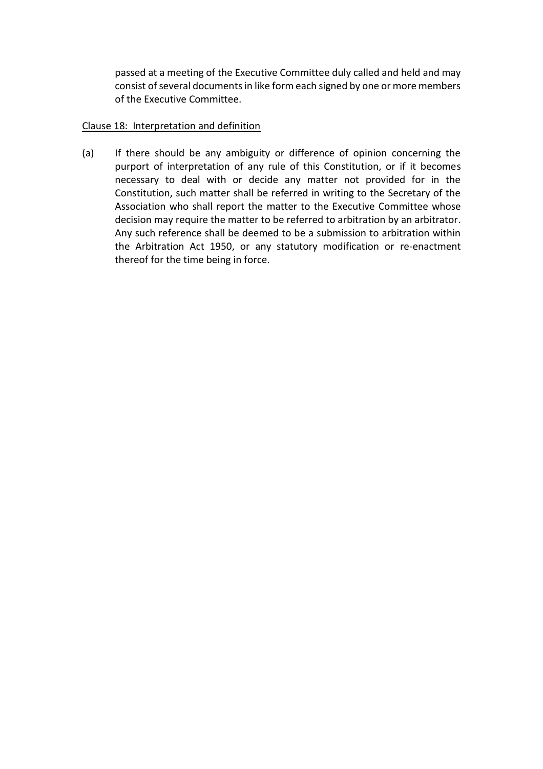passed at a meeting of the Executive Committee duly called and held and may consist of several documents in like form each signed by one or more members of the Executive Committee.

<u>Clause 18: Interpretation and definition</u>

(a) If there should be any ambiguity or difference of opinion concerning the purport of interpretation of any rule of this Constitution, or if it becomes necessary to deal with or decide any matter not provided for in the Constitution, such matter shall be referred in writing to the Secretary of the Association who shall report the matter to the Executive Committee whose decision may require the matter to be referred to arbitration by an arbitrator. Any such reference shall be deemed to be a submission to arbitration within the Arbitration Act 1950, or any statutory modification or re-enactment thereof for the time being in force.